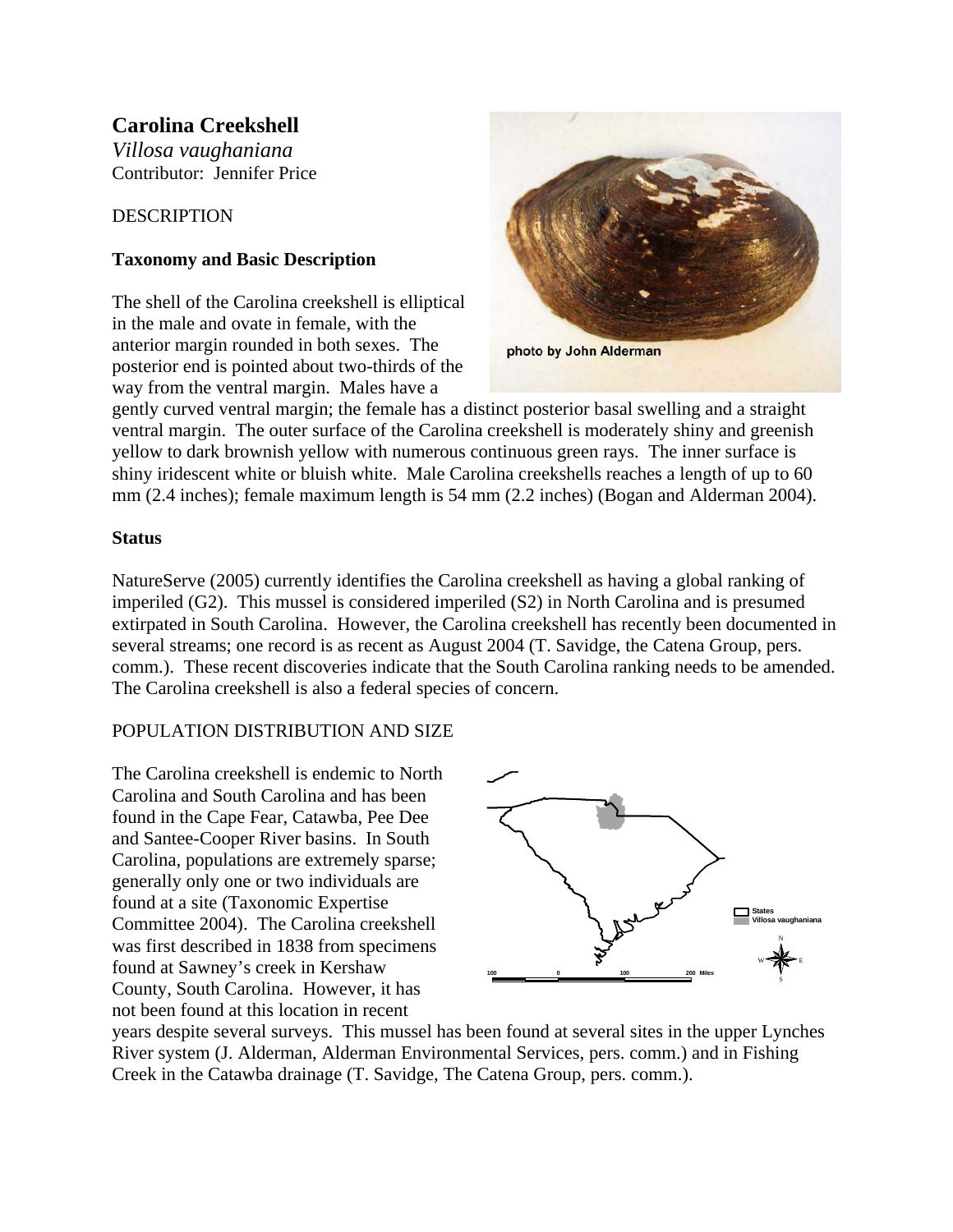# Carolina Creekshell

*Villosa vaughaniana*
Contributor: Jennifer Price

## DESCRIPTION

### Taxonomy and Basic Description

The shell of the Carolina creekshell is elliptical in the male and ovate in female, with the anterior margin rounded in both sexes. The posterior end is pointed about two-thirds of the way from the ventral margin. Males have a gently curved ventral margin; the female has a distinct posterior basal swelling and a straight ventral margin. The outer surface of the Carolina creekshell is moderately shiny and greenish yellow to dark brownish yellow with numerous continuous green rays. The inner surface is shiny iridescent white or bluish white. Male Carolina creekshells reaches a length of up to 60 mm (2.4 inches); female maximum length is 54 mm (2.2 inches) (Bogan and Alderman 2004).

photo by John Alderman

### Status

NatureServe (2005) currently identifies the Carolina creekshell as having a global ranking of imperiled (G2). This mussel is considered imperiled (S2) in North Carolina and is presumed extirpated in South Carolina. However, the Carolina creekshell has recently been documented in several streams; one record is as recent as August 2004 (T. Savidge, the Catena Group, pers. comm.). These recent discoveries indicate that the South Carolina ranking needs to be amended. The Carolina creekshell is also a federal species of concern.

## POPULATION DISTRIBUTION AND SIZE

The Carolina creekshell is endemic to North Carolina and South Carolina and has been found in the Cape Fear, Catawba, Pee Dee and Santee-Cooper River basins. In South Carolina, populations are extremely sparse; generally only one or two individuals are found at a site (Taxonomic Expertise Committee 2004). The Carolina creekshell was first described in 1838 from specimens found at Sawney's creek in Kershaw County, South Carolina. However, it has not been found at this location in recent years despite several surveys. This mussel has been found at several sites in the upper Lynches River system (J. Alderman, Alderman Environmental Services, pers. comm.) and in Fishing Creek in the Catawba drainage (T. Savidge, The Catena Group, pers. comm.).

States
Villosa vaughaniana

100 0 100 200 Miles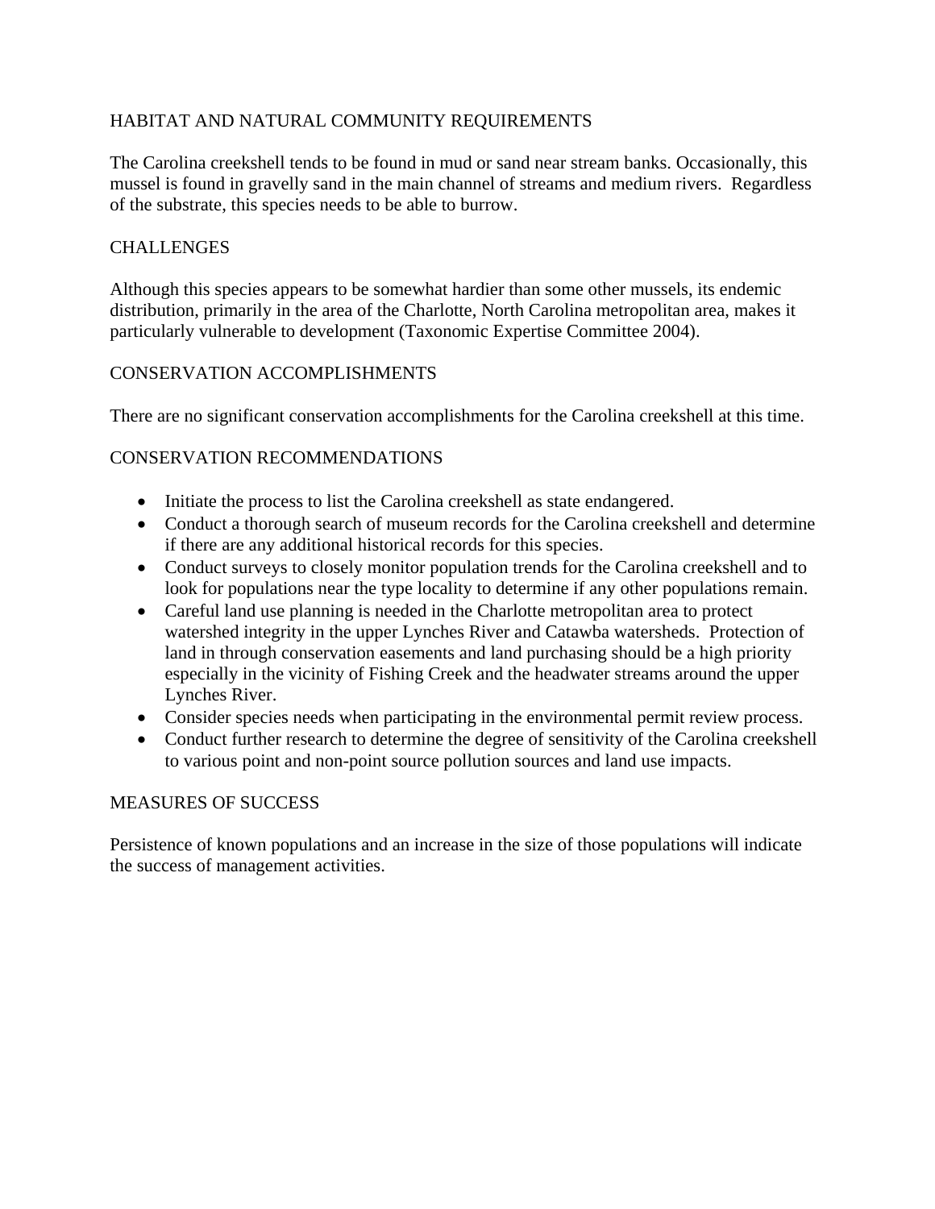## HABITAT AND NATURAL COMMUNITY REQUIREMENTS

The Carolina creekshell tends to be found in mud or sand near stream banks. Occasionally, this mussel is found in gravelly sand in the main channel of streams and medium rivers. Regardless of the substrate, this species needs to be able to burrow.

## CHALLENGES

Although this species appears to be somewhat hardier than some other mussels, its endemic distribution, primarily in the area of the Charlotte, North Carolina metropolitan area, makes it particularly vulnerable to development (Taxonomic Expertise Committee 2004).

## CONSERVATION ACCOMPLISHMENTS

There are no significant conservation accomplishments for the Carolina creekshell at this time.

## CONSERVATION RECOMMENDATIONS

- Initiate the process to list the Carolina creekshell as state endangered.
- Conduct a thorough search of museum records for the Carolina creekshell and determine if there are any additional historical records for this species.
- Conduct surveys to closely monitor population trends for the Carolina creekshell and to look for populations near the type locality to determine if any other populations remain.
- Careful land use planning is needed in the Charlotte metropolitan area to protect watershed integrity in the upper Lynches River and Catawba watersheds. Protection of land in through conservation easements and land purchasing should be a high priority especially in the vicinity of Fishing Creek and the headwater streams around the upper Lynches River.
- Consider species needs when participating in the environmental permit review process.
- Conduct further research to determine the degree of sensitivity of the Carolina creekshell to various point and non-point source pollution sources and land use impacts.

## MEASURES OF SUCCESS

Persistence of known populations and an increase in the size of those populations will indicate the success of management activities.